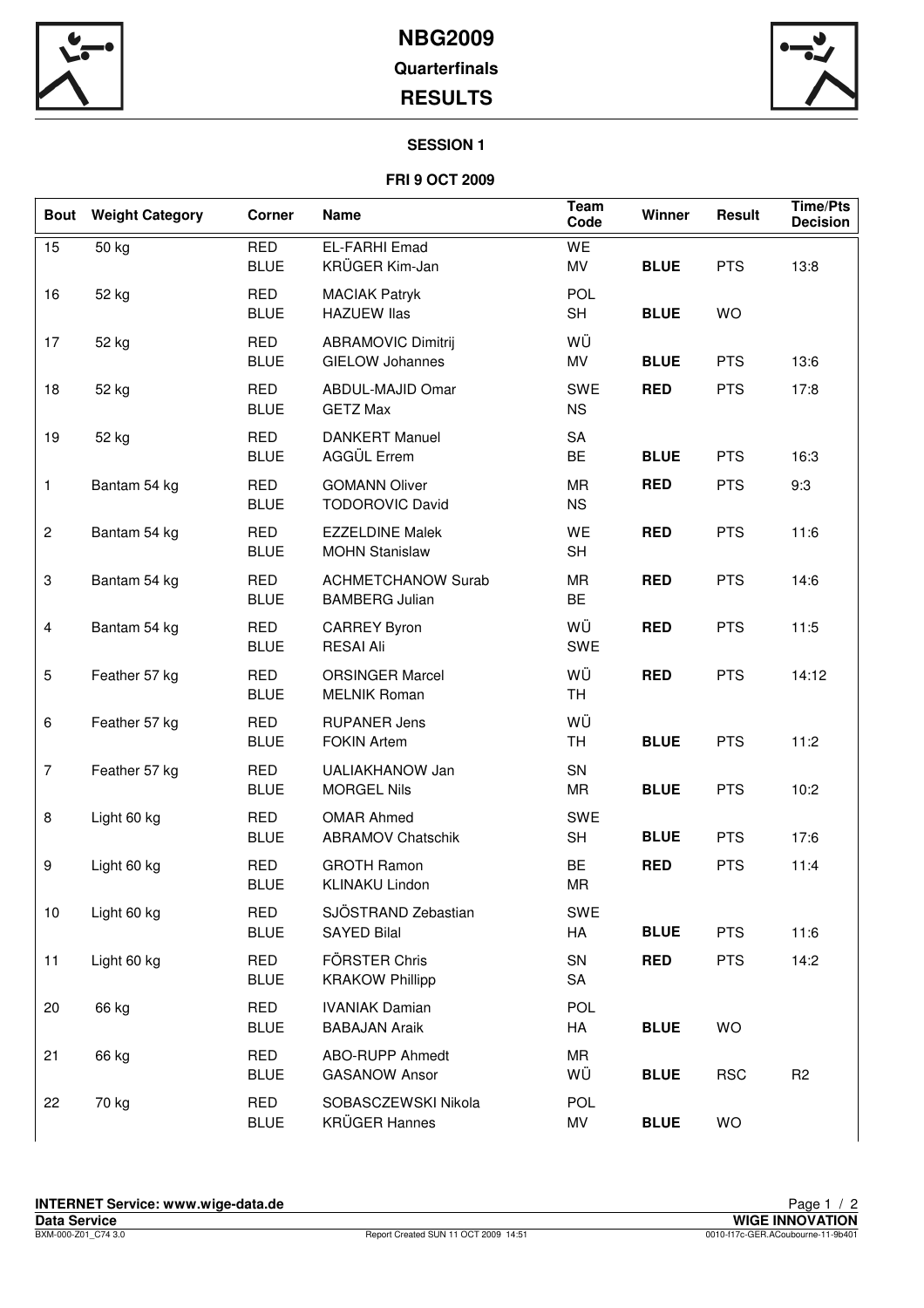# NBG2009

## Quarterfinals

## RESULTS

### SESSION 1

### FRI 9 OCT 2009

| Bout | Weight Category | Corner | Name | Team Code | Winner | Result | Time/Pts Decision |
|---|---|---|---|---|---|---|---|
| 15 | 50 kg | RED | EL-FARHI Emad | WE | | | |
| | | BLUE | KRÜGER Kim-Jan | MV | **BLUE** | PTS | 13:8 |
| 16 | 52 kg | RED | MACIAK Patryk | POL | | | |
| | | BLUE | HAZUEW Ilas | SH | **BLUE** | WO | |
| 17 | 52 kg | RED | ABRAMOVIC Dimitrij | WÜ | | | |
| | | BLUE | GIELOW Johannes | MV | **BLUE** | PTS | 13:6 |
| 18 | 52 kg | RED | ABDUL-MAJID Omar | SWE | **RED** | PTS | 17:8 |
| | | BLUE | GETZ Max | NS | | | |
| 19 | 52 kg | RED | DANKERT Manuel | SA | | | |
| | | BLUE | AGGÜL Errem | BE | **BLUE** | PTS | 16:3 |
| 1 | Bantam 54 kg | RED | GOMANN Oliver | MR | **RED** | PTS | 9:3 |
| | | BLUE | TODOROVIC David | NS | | | |
| 2 | Bantam 54 kg | RED | EZZELDINE Malek | WE | **RED** | PTS | 11:6 |
| | | BLUE | MOHN Stanislaw | SH | | | |
| 3 | Bantam 54 kg | RED | ACHMETCHANOW Surab | MR | **RED** | PTS | 14:6 |
| | | BLUE | BAMBERG Julian | BE | | | |
| 4 | Bantam 54 kg | RED | CARREY Byron | WÜ | **RED** | PTS | 11:5 |
| | | BLUE | RESAI Ali | SWE | | | |
| 5 | Feather 57 kg | RED | ORSINGER Marcel | WÜ | **RED** | PTS | 14:12 |
| | | BLUE | MELNIK Roman | TH | | | |
| 6 | Feather 57 kg | RED | RUPANER Jens | WÜ | | | |
| | | BLUE | FOKIN Artem | TH | **BLUE** | PTS | 11:2 |
| 7 | Feather 57 kg | RED | UALIAKHANOW Jan | SN | | | |
| | | BLUE | MORGEL Nils | MR | **BLUE** | PTS | 10:2 |
| 8 | Light 60 kg | RED | OMAR Ahmed | SWE | | | |
| | | BLUE | ABRAMOV Chatschik | SH | **BLUE** | PTS | 17:6 |
| 9 | Light 60 kg | RED | GROTH Ramon | BE | **RED** | PTS | 11:4 |
| | | BLUE | KLINAKU Lindon | MR | | | |
| 10 | Light 60 kg | RED | SJÖSTRAND Zebastian | SWE | | | |
| | | BLUE | SAYED Bilal | HA | **BLUE** | PTS | 11:6 |
| 11 | Light 60 kg | RED | FÖRSTER Chris | SN | **RED** | PTS | 14:2 |
| | | BLUE | KRAKOW Phillipp | SA | | | |
| 20 | 66 kg | RED | IVANIAK Damian | POL | | | |
| | | BLUE | BABAJAN Araik | HA | **BLUE** | WO | |
| 21 | 66 kg | RED | ABO-RUPP Ahmedt | MR | | | |
| | | BLUE | GASANOW Ansor | WÜ | **BLUE** | RSC | R2 |
| 22 | 70 kg | RED | SOBASCZEWSKI Nikola | POL | | | |
| | | BLUE | KRÜGER Hannes | MV | **BLUE** | WO | |

**INTERNET Service: www.wige-data.de**

**Data Service** — **WIGE INNOVATION**

BXM-000-Z01_C74 3.0 — Report Created SUN 11 OCT 2009 14:51 — 0010-f17c-GER.ACoubourne-11-9b401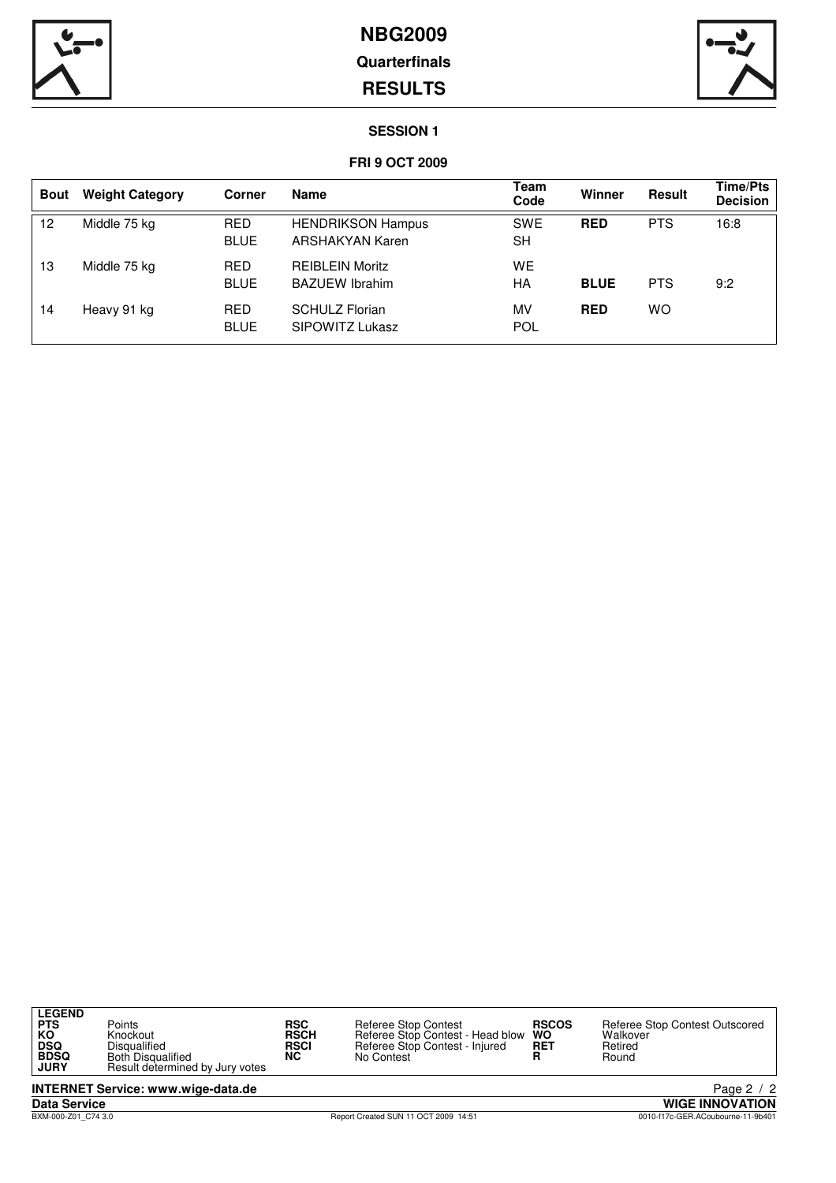# NBG2009

## Quarterfinals

## RESULTS

### SESSION 1

### FRI 9 OCT 2009

| Bout | Weight Category | Corner | Name | Team Code | Winner | Result | Time/Pts Decision |
|---|---|---|---|---|---|---|---|
| 12 | Middle 75 kg | RED | HENDRIKSON Hampus | SWE | **RED** | PTS | 16:8 |
| | | BLUE | ARSHAKYAN Karen | SH | | | |
| 13 | Middle 75 kg | RED | REIBLEIN Moritz | WE | | | |
| | | BLUE | BAZUEW Ibrahim | HA | **BLUE** | PTS | 9:2 |
| 14 | Heavy 91 kg | RED | SCHULZ Florian | MV | **RED** | WO | |
| | | BLUE | SIPOWITZ Lukasz | POL | | | |

| LEGEND | | | | | |
|---|---|---|---|---|---|
| **PTS** Points | | **RSC** | Referee Stop Contest | **RSCOS** | Referee Stop Contest Outscored |
| **KO** Knockout | | **RSCH** | Referee Stop Contest - Head blow | **WO** | Walkover |
| **DSQ** Disqualified | | **RSCI** | Referee Stop Contest - Injured | **RET** | Retired |
| **BDSQ** Both Disqualified | | **NC** | No Contest | **R** | Round |
| **JURY** Result determined by Jury votes | | | | | |

**INTERNET Service: www.wige-data.de**

**Data Service** **WIGE INNOVATION**

BXM-000-Z01_C74 3.0 Report Created SUN 11 OCT 2009 14:51 0010-f17c-GER.ACoubourne-11-9b401